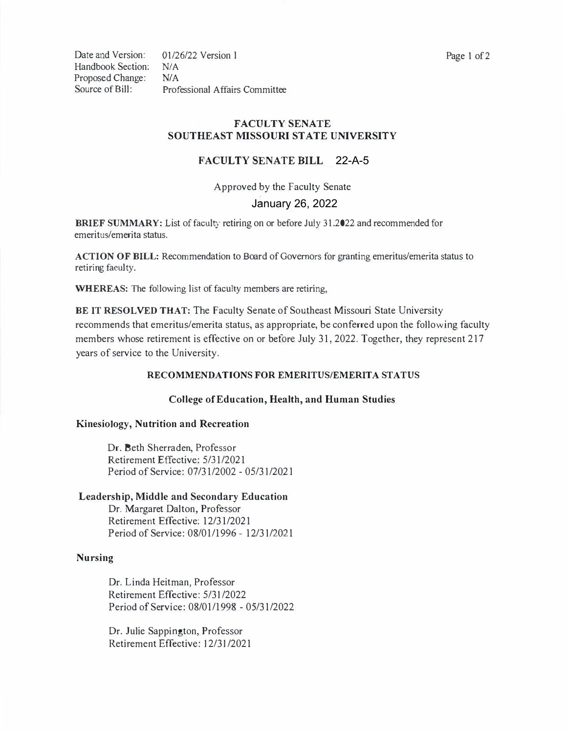Date and Version: 01/26/22 Version 1
Handbook Section: N/A
Proposed Change: N/A
Source of Bill: Professional Affairs Committee

## FACULTY SENATE
## SOUTHEAST MISSOURI STATE UNIVERSITY

## FACULTY SENATE BILL 22-A-5

Approved by the Faculty Senate

January 26, 2022

**BRIEF SUMMARY:** List of faculty retiring on or before July 31.2022 and recommended for emeritus/emerita status.

**ACTION OF BILL:** Recommendation to Board of Governors for granting emeritus/emerita status to retiring faculty.

**WHEREAS:** The following list of faculty members are retiring,

**BE IT RESOLVED THAT:** The Faculty Senate of Southeast Missouri State University recommends that emeritus/emerita status, as appropriate, be conferred upon the following faculty members whose retirement is effective on or before July 31, 2022. Together, they represent 217 years of service to the University.

### RECOMMENDATIONS FOR EMERITUS/EMERITA STATUS

### College of Education, Health, and Human Studies

#### Kinesiology, Nutrition and Recreation

Dr. Beth Sherraden, Professor
Retirement Effective: 5/31/2021
Period of Service: 07/31/2002 - 05/31/2021

#### Leadership, Middle and Secondary Education

Dr. Margaret Dalton, Professor
Retirement Effective: 12/31/2021
Period of Service: 08/01/1996 - 12/31/2021

#### Nursing

Dr. Linda Heitman, Professor
Retirement Effective: 5/31/2022
Period of Service: 08/01/1998 - 05/31/2022

Dr. Julie Sappington, Professor
Retirement Effective: 12/31/2021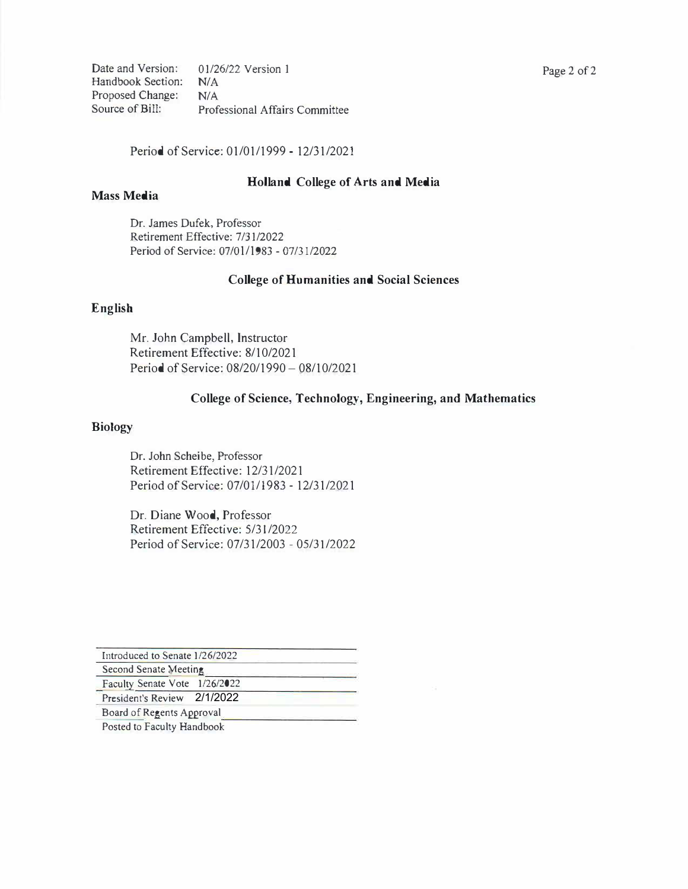Date and Version: 01/26/22 Version 1
Handbook Section: N/A
Proposed Change: N/A
Source of Bill: Professional Affairs Committee

Period of Service: 01/01/1999 - 12/31/2021

## Holland College of Arts and Media

### Mass Media

Dr. James Dufek, Professor
Retirement Effective: 7/31/2022
Period of Service: 07/01/1983 - 07/31/2022

## College of Humanities and Social Sciences

### English

Mr. John Campbell, Instructor
Retirement Effective: 8/10/2021
Period of Service: 08/20/1990 – 08/10/2021

## College of Science, Technology, Engineering, and Mathematics

### Biology

Dr. John Scheibe, Professor
Retirement Effective: 12/31/2021
Period of Service: 07/01/1983 - 12/31/2021

Dr. Diane Wood, Professor
Retirement Effective: 5/31/2022
Period of Service: 07/31/2003 - 05/31/2022

| | |
|---|---|
| Introduced to Senate 1/26/2022 | |
| Second Senate Meeting | |
| Faculty Senate Vote 1/26/2022 | |
| President's Review 2/1/2022 | |
| Board of Regents Approval | |
| Posted to Faculty Handbook | |